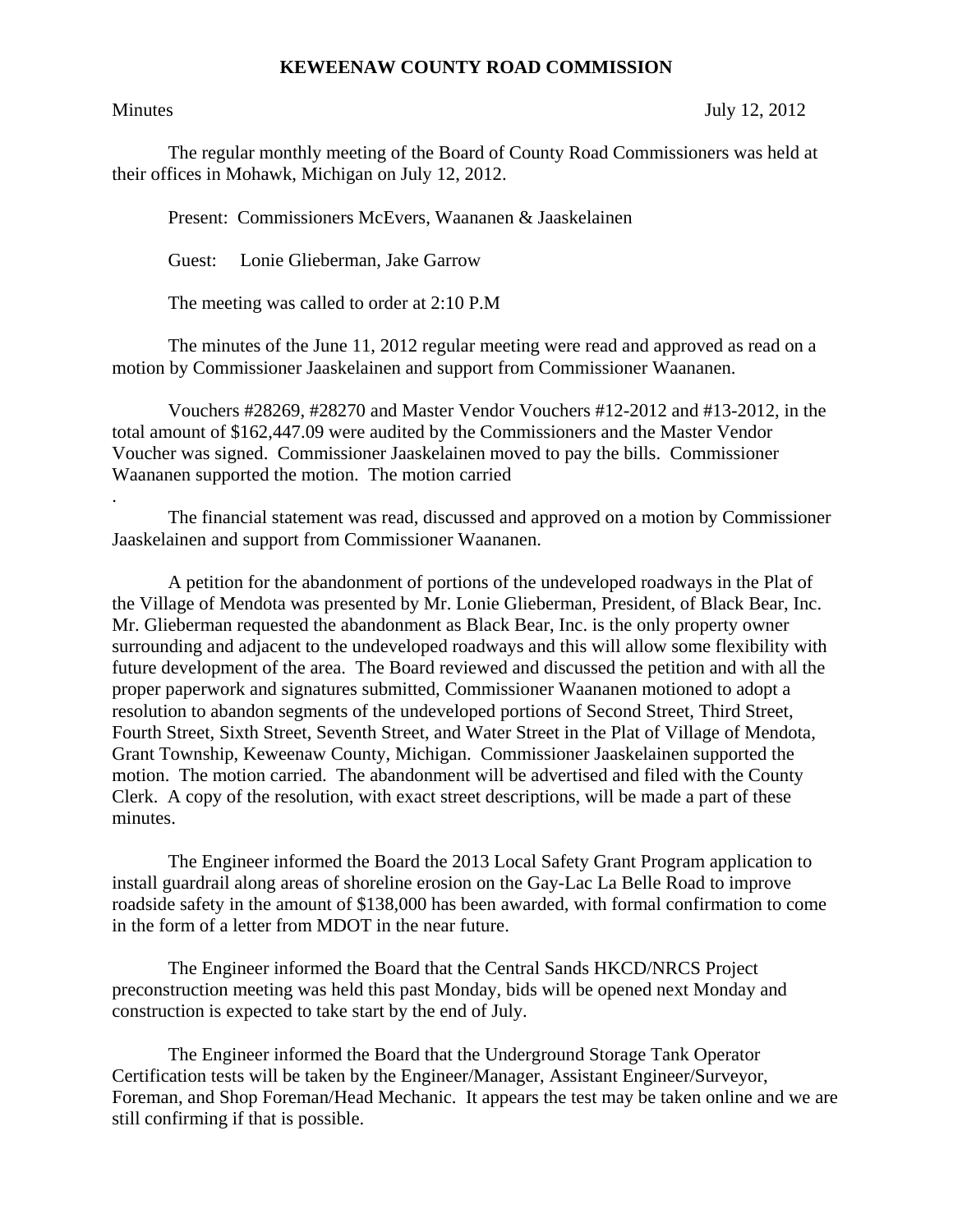# KEWEENAW COUNTY ROAD COMMISSION

Minutes July 12, 2012

The regular monthly meeting of the Board of County Road Commissioners was held at their offices in Mohawk, Michigan on July 12, 2012.

Present: Commissioners McEvers, Waananen & Jaaskelainen

Guest: Lonie Glieberman, Jake Garrow

The meeting was called to order at 2:10 P.M

The minutes of the June 11, 2012 regular meeting were read and approved as read on a motion by Commissioner Jaaskelainen and support from Commissioner Waananen.

Vouchers #28269, #28270 and Master Vendor Vouchers #12-2012 and #13-2012, in the total amount of $162,447.09 were audited by the Commissioners and the Master Vendor Voucher was signed. Commissioner Jaaskelainen moved to pay the bills. Commissioner Waananen supported the motion. The motion carried

.

The financial statement was read, discussed and approved on a motion by Commissioner Jaaskelainen and support from Commissioner Waananen.

A petition for the abandonment of portions of the undeveloped roadways in the Plat of the Village of Mendota was presented by Mr. Lonie Glieberman, President, of Black Bear, Inc. Mr. Glieberman requested the abandonment as Black Bear, Inc. is the only property owner surrounding and adjacent to the undeveloped roadways and this will allow some flexibility with future development of the area. The Board reviewed and discussed the petition and with all the proper paperwork and signatures submitted, Commissioner Waananen motioned to adopt a resolution to abandon segments of the undeveloped portions of Second Street, Third Street, Fourth Street, Sixth Street, Seventh Street, and Water Street in the Plat of Village of Mendota, Grant Township, Keweenaw County, Michigan. Commissioner Jaaskelainen supported the motion. The motion carried. The abandonment will be advertised and filed with the County Clerk. A copy of the resolution, with exact street descriptions, will be made a part of these minutes.

The Engineer informed the Board the 2013 Local Safety Grant Program application to install guardrail along areas of shoreline erosion on the Gay-Lac La Belle Road to improve roadside safety in the amount of $138,000 has been awarded, with formal confirmation to come in the form of a letter from MDOT in the near future.

The Engineer informed the Board that the Central Sands HKCD/NRCS Project preconstruction meeting was held this past Monday, bids will be opened next Monday and construction is expected to take start by the end of July.

The Engineer informed the Board that the Underground Storage Tank Operator Certification tests will be taken by the Engineer/Manager, Assistant Engineer/Surveyor, Foreman, and Shop Foreman/Head Mechanic. It appears the test may be taken online and we are still confirming if that is possible.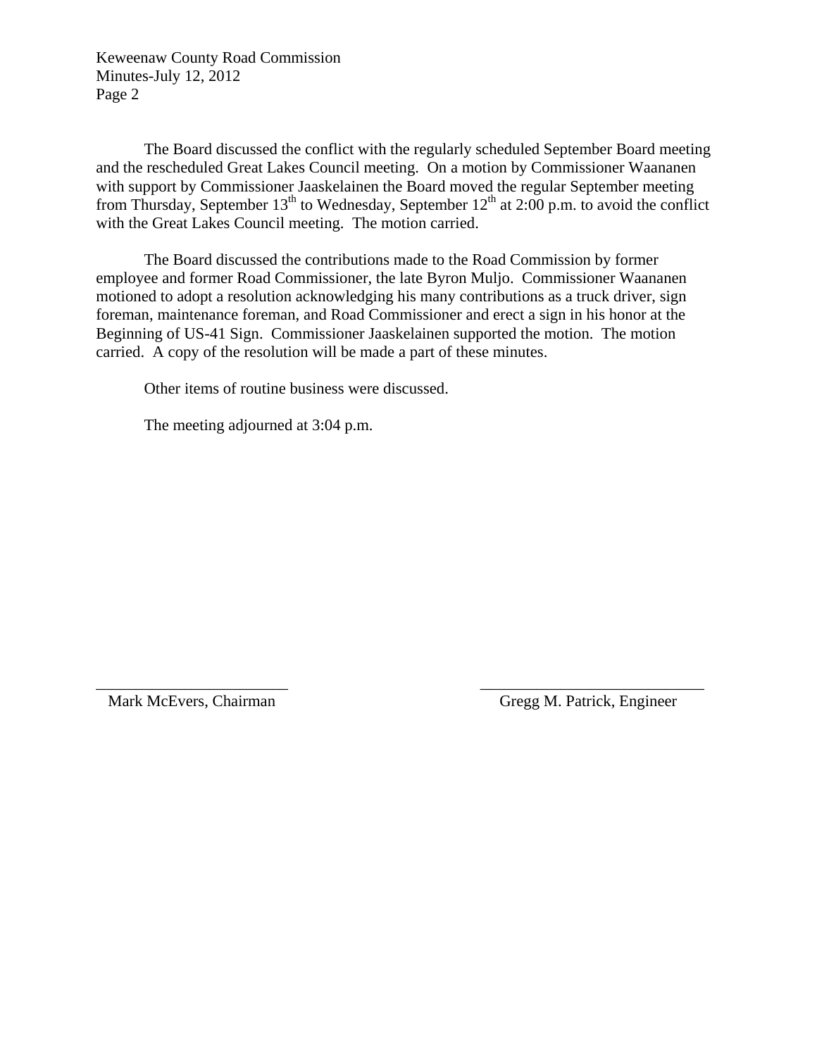The Board discussed the conflict with the regularly scheduled September Board meeting and the rescheduled Great Lakes Council meeting. On a motion by Commissioner Waananen with support by Commissioner Jaaskelainen the Board moved the regular September meeting from Thursday, September 13th to Wednesday, September 12th at 2:00 p.m. to avoid the conflict with the Great Lakes Council meeting. The motion carried.

The Board discussed the contributions made to the Road Commission by former employee and former Road Commissioner, the late Byron Muljo. Commissioner Waananen motioned to adopt a resolution acknowledging his many contributions as a truck driver, sign foreman, maintenance foreman, and Road Commissioner and erect a sign in his honor at the Beginning of US-41 Sign. Commissioner Jaaskelainen supported the motion. The motion carried. A copy of the resolution will be made a part of these minutes.

Other items of routine business were discussed.

The meeting adjourned at 3:04 p.m.

\_\_\_\_\_\_\_\_\_\_\_\_\_\_\_\_\_\_\_\_\_\_\_\_
Mark McEvers, Chairman

\_\_\_\_\_\_\_\_\_\_\_\_\_\_\_\_\_\_\_\_\_\_\_\_
Gregg M. Patrick, Engineer